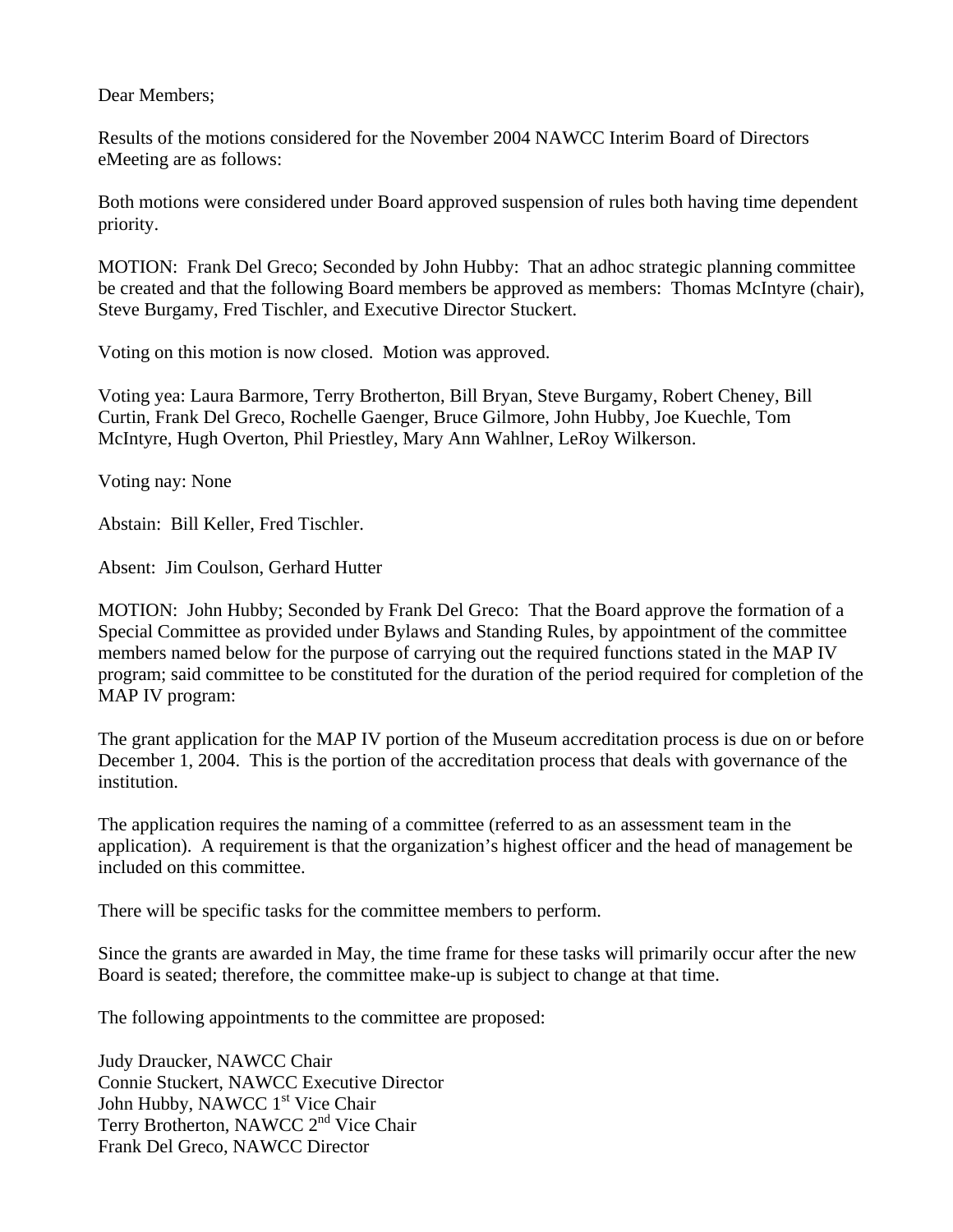Dear Members;

Results of the motions considered for the November 2004 NAWCC Interim Board of Directors eMeeting are as follows:

Both motions were considered under Board approved suspension of rules both having time dependent priority.

MOTION: Frank Del Greco; Seconded by John Hubby: That an adhoc strategic planning committee be created and that the following Board members be approved as members: Thomas McIntyre (chair), Steve Burgamy, Fred Tischler, and Executive Director Stuckert.

Voting on this motion is now closed. Motion was approved.

Voting yea: Laura Barmore, Terry Brotherton, Bill Bryan, Steve Burgamy, Robert Cheney, Bill Curtin, Frank Del Greco, Rochelle Gaenger, Bruce Gilmore, John Hubby, Joe Kuechle, Tom McIntyre, Hugh Overton, Phil Priestley, Mary Ann Wahlner, LeRoy Wilkerson.

Voting nay: None

Abstain: Bill Keller, Fred Tischler.

Absent: Jim Coulson, Gerhard Hutter

MOTION: John Hubby; Seconded by Frank Del Greco: That the Board approve the formation of a Special Committee as provided under Bylaws and Standing Rules, by appointment of the committee members named below for the purpose of carrying out the required functions stated in the MAP IV program; said committee to be constituted for the duration of the period required for completion of the MAP IV program:

The grant application for the MAP IV portion of the Museum accreditation process is due on or before December 1, 2004. This is the portion of the accreditation process that deals with governance of the institution.

The application requires the naming of a committee (referred to as an assessment team in the application). A requirement is that the organization's highest officer and the head of management be included on this committee.

There will be specific tasks for the committee members to perform.

Since the grants are awarded in May, the time frame for these tasks will primarily occur after the new Board is seated; therefore, the committee make-up is subject to change at that time.

The following appointments to the committee are proposed:

Judy Draucker, NAWCC Chair
Connie Stuckert, NAWCC Executive Director
John Hubby, NAWCC 1st Vice Chair
Terry Brotherton, NAWCC 2nd Vice Chair
Frank Del Greco, NAWCC Director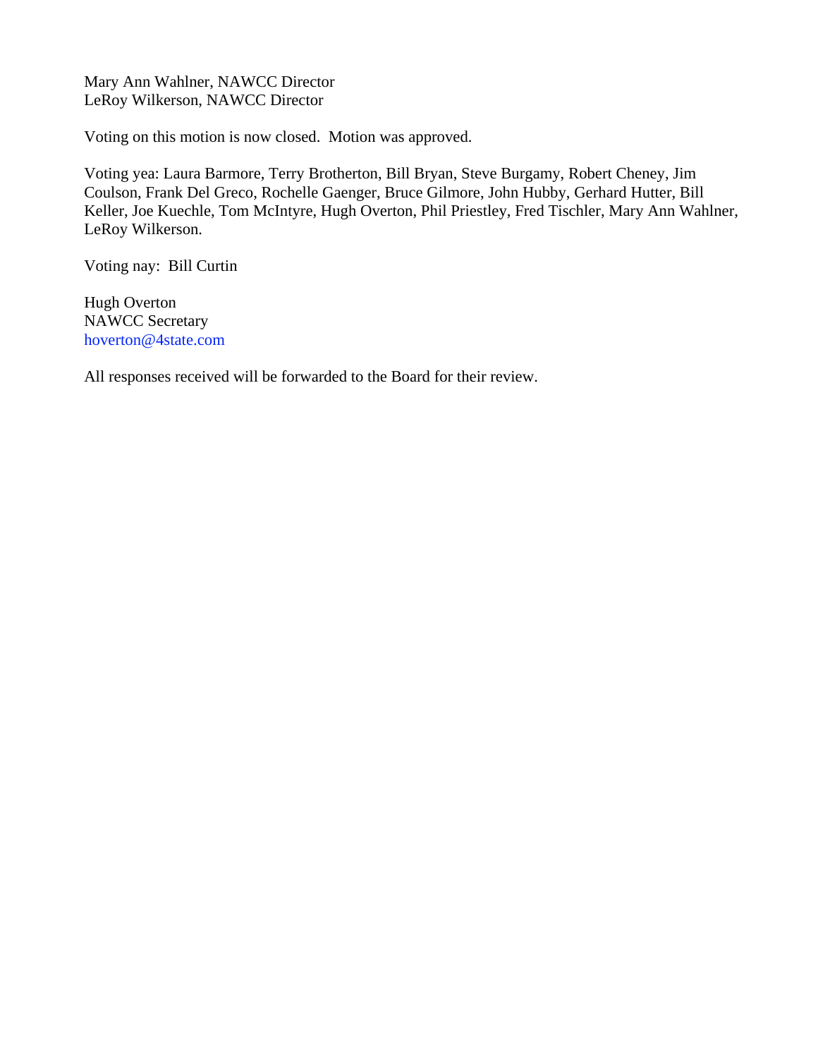Mary Ann Wahlner, NAWCC Director
LeRoy Wilkerson, NAWCC Director

Voting on this motion is now closed. Motion was approved.

Voting yea: Laura Barmore, Terry Brotherton, Bill Bryan, Steve Burgamy, Robert Cheney, Jim Coulson, Frank Del Greco, Rochelle Gaenger, Bruce Gilmore, John Hubby, Gerhard Hutter, Bill Keller, Joe Kuechle, Tom McIntyre, Hugh Overton, Phil Priestley, Fred Tischler, Mary Ann Wahlner, LeRoy Wilkerson.

Voting nay: Bill Curtin

Hugh Overton
NAWCC Secretary
hoverton@4state.com

All responses received will be forwarded to the Board for their review.